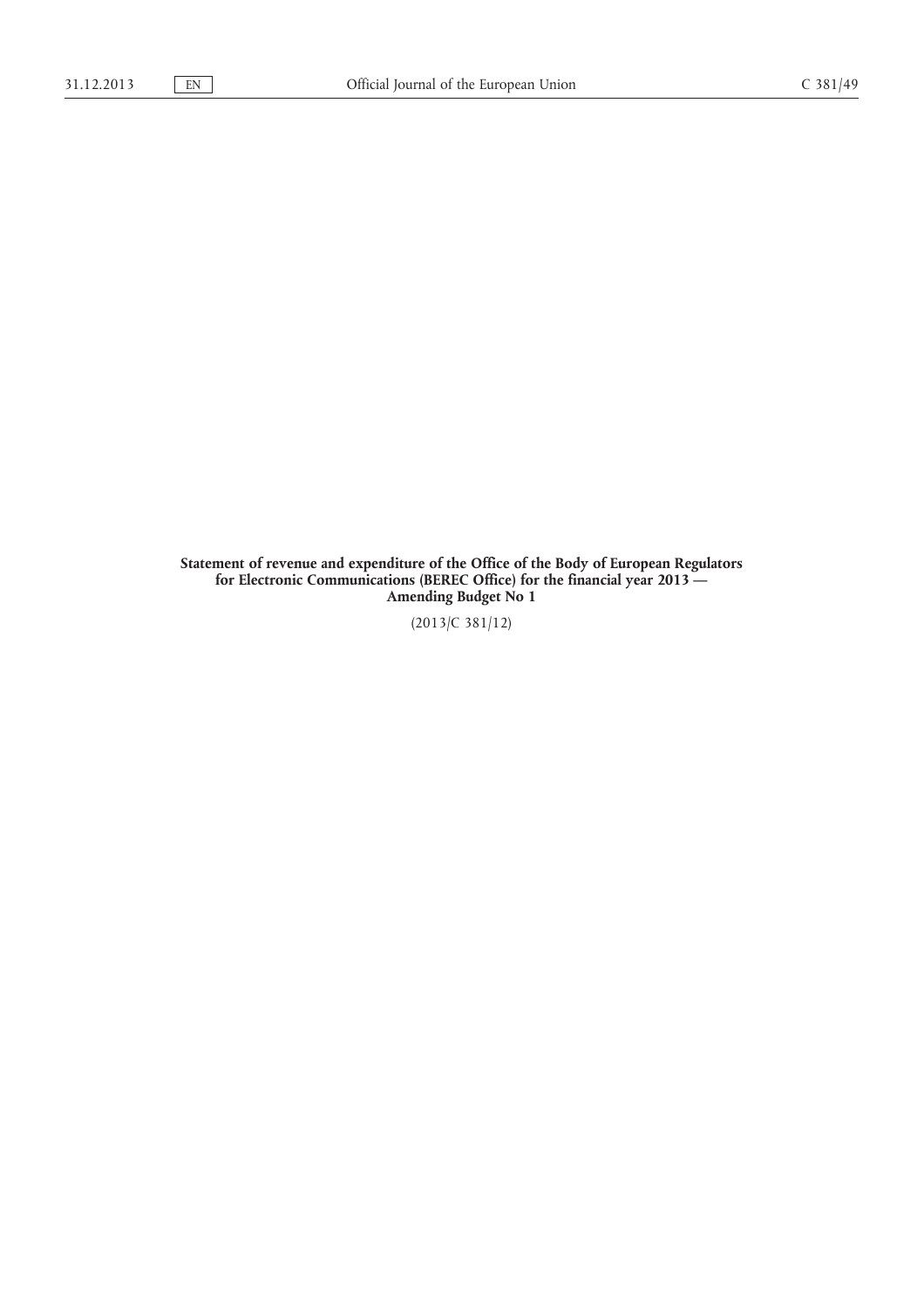**Statement of revenue and expenditure of the Office of the Body of European Regulators for Electronic Communications (BEREC Office) for the financial year 2013 — Amending Budget No 1**

(2013/C 381/12)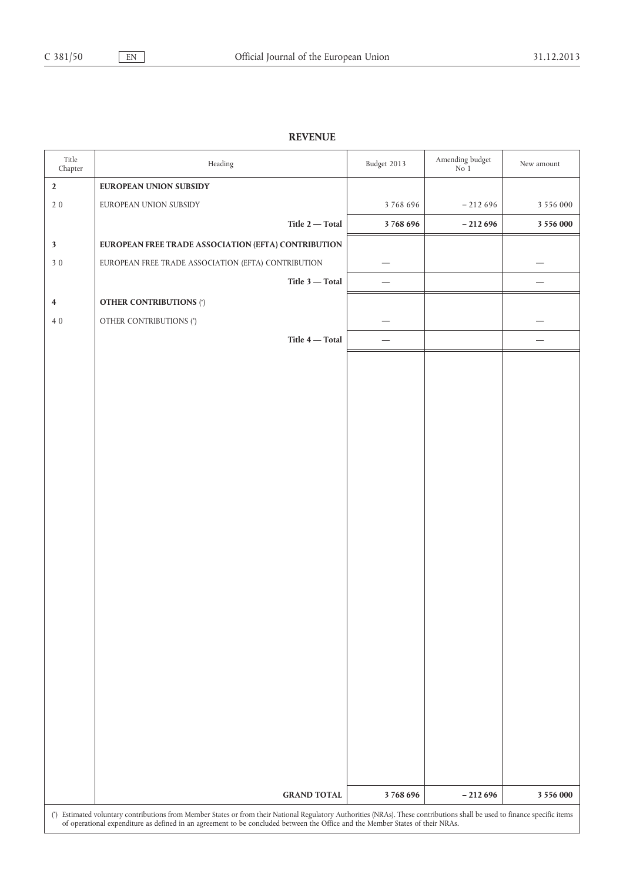## REVENUE

| Title Chapter | Heading | Budget 2013 | Amending budget No 1 | New amount |
|---|---|---|---|---|
| **2** | **EUROPEAN UNION SUBSIDY** | | | |
| 2 0 | EUROPEAN UNION SUBSIDY | 3 768 696 | – 212 696 | 3 556 000 |
| | **Title 2 — Total** | **3 768 696** | **– 212 696** | **3 556 000** |
| **3** | **EUROPEAN FREE TRADE ASSOCIATION (EFTA) CONTRIBUTION** | | | |
| 3 0 | EUROPEAN FREE TRADE ASSOCIATION (EFTA) CONTRIBUTION | — | | — |
| | **Title 3 — Total** | **—** | | **—** |
| **4** | **OTHER CONTRIBUTIONS** (*) | | | |
| 4 0 | OTHER CONTRIBUTIONS (*) | — | | — |
| | **Title 4 — Total** | **—** | | **—** |
| | **GRAND TOTAL** | **3 768 696** | **– 212 696** | **3 556 000** |

(*) Estimated voluntary contributions from Member States or from their National Regulatory Authorities (NRAs). These contributions shall be used to finance specific items of operational expenditure as defined in an agreement to be concluded between the Office and the Member States of their NRAs.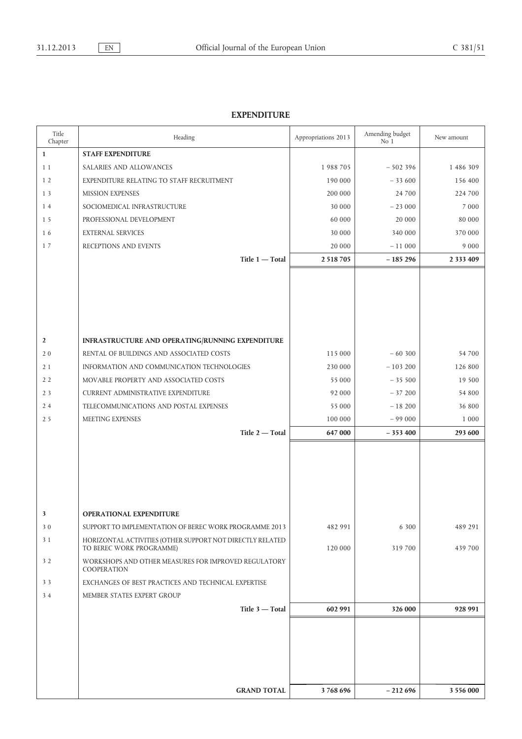## EXPENDITURE

| Title Chapter | Heading | Appropriations 2013 | Amending budget No 1 | New amount |
|---|---|---|---|---|
| **1** | **STAFF EXPENDITURE** | | | |
| 1 1 | SALARIES AND ALLOWANCES | 1 988 705 | – 502 396 | 1 486 309 |
| 1 2 | EXPENDITURE RELATING TO STAFF RECRUITMENT | 190 000 | – 33 600 | 156 400 |
| 1 3 | MISSION EXPENSES | 200 000 | 24 700 | 224 700 |
| 1 4 | SOCIOMEDICAL INFRASTRUCTURE | 30 000 | – 23 000 | 7 000 |
| 1 5 | PROFESSIONAL DEVELOPMENT | 60 000 | 20 000 | 80 000 |
| 1 6 | EXTERNAL SERVICES | 30 000 | 340 000 | 370 000 |
| 1 7 | RECEPTIONS AND EVENTS | 20 000 | – 11 000 | 9 000 |
| | **Title 1 — Total** | **2 518 705** | **– 185 296** | **2 333 409** |
| **2** | **INFRASTRUCTURE AND OPERATING/RUNNING EXPENDITURE** | | | |
| 2 0 | RENTAL OF BUILDINGS AND ASSOCIATED COSTS | 115 000 | – 60 300 | 54 700 |
| 2 1 | INFORMATION AND COMMUNICATION TECHNOLOGIES | 230 000 | – 103 200 | 126 800 |
| 2 2 | MOVABLE PROPERTY AND ASSOCIATED COSTS | 55 000 | – 35 500 | 19 500 |
| 2 3 | CURRENT ADMINISTRATIVE EXPENDITURE | 92 000 | – 37 200 | 54 800 |
| 2 4 | TELECOMMUNICATIONS AND POSTAL EXPENSES | 55 000 | – 18 200 | 36 800 |
| 2 5 | MEETING EXPENSES | 100 000 | – 99 000 | 1 000 |
| | **Title 2 — Total** | **647 000** | **– 353 400** | **293 600** |
| **3** | **OPERATIONAL EXPENDITURE** | | | |
| 3 0 | SUPPORT TO IMPLEMENTATION OF BEREC WORK PROGRAMME 2013 | 482 991 | 6 300 | 489 291 |
| 3 1 | HORIZONTAL ACTIVITIES (OTHER SUPPORT NOT DIRECTLY RELATED TO BEREC WORK PROGRAMME) | 120 000 | 319 700 | 439 700 |
| 3 2 | WORKSHOPS AND OTHER MEASURES FOR IMPROVED REGULATORY COOPERATION | | | |
| 3 3 | EXCHANGES OF BEST PRACTICES AND TECHNICAL EXPERTISE | | | |
| 3 4 | MEMBER STATES EXPERT GROUP | | | |
| | **Title 3 — Total** | **602 991** | **326 000** | **928 991** |
| | **GRAND TOTAL** | **3 768 696** | **– 212 696** | **3 556 000** |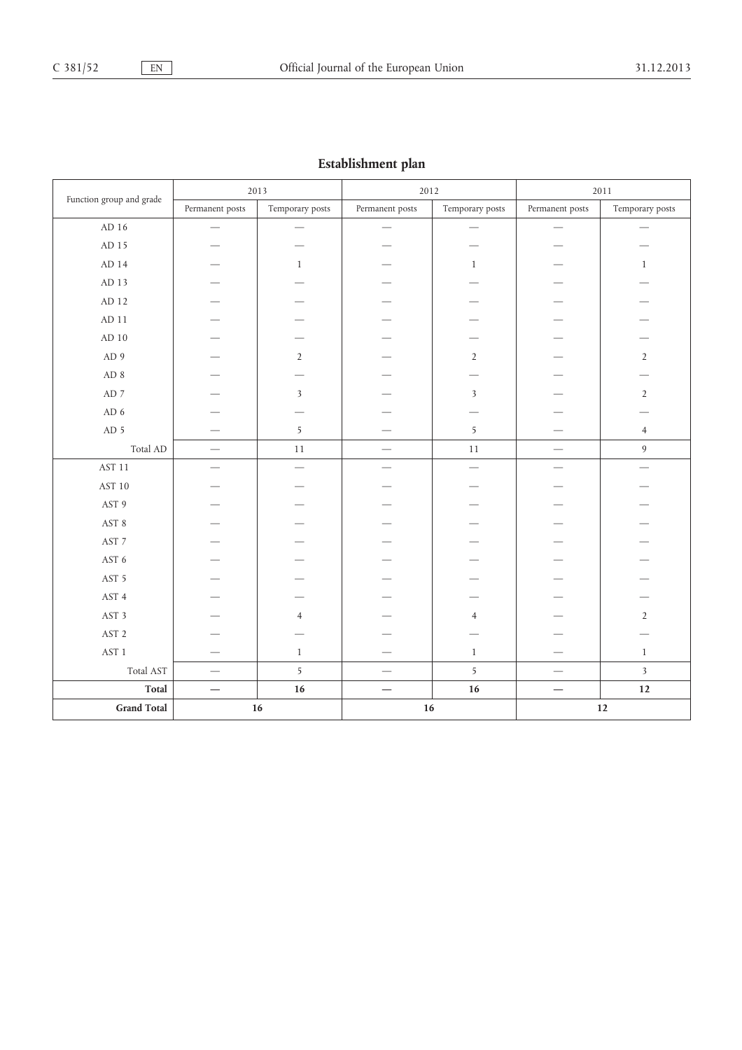## Establishment plan

| Function group and grade | 2013 | | 2012 | | 2011 | |
|---|---|---|---|---|---|---|
| | Permanent posts | Temporary posts | Permanent posts | Temporary posts | Permanent posts | Temporary posts |
| AD 16 | — | — | — | — | — | — |
| AD 15 | — | — | — | — | — | — |
| AD 14 | — | 1 | — | 1 | — | 1 |
| AD 13 | — | — | — | — | — | — |
| AD 12 | — | — | — | — | — | — |
| AD 11 | — | — | — | — | — | — |
| AD 10 | — | — | — | — | — | — |
| AD 9 | — | 2 | — | 2 | — | 2 |
| AD 8 | — | — | — | — | — | — |
| AD 7 | — | 3 | — | 3 | — | 2 |
| AD 6 | — | — | — | — | — | — |
| AD 5 | — | 5 | — | 5 | — | 4 |
| Total AD | — | 11 | — | 11 | — | 9 |
| AST 11 | — | — | — | — | — | — |
| AST 10 | — | — | — | — | — | — |
| AST 9 | — | — | — | — | — | — |
| AST 8 | — | — | — | — | — | — |
| AST 7 | — | — | — | — | — | — |
| AST 6 | — | — | — | — | — | — |
| AST 5 | — | — | — | — | — | — |
| AST 4 | — | — | — | — | — | — |
| AST 3 | — | 4 | — | 4 | — | 2 |
| AST 2 | — | — | — | — | — | — |
| AST 1 | — | 1 | — | 1 | — | 1 |
| Total AST | — | 5 | — | 5 | — | 3 |
| **Total** | **—** | **16** | **—** | **16** | **—** | **12** |
| **Grand Total** | **16** | | **16** | | **12** | |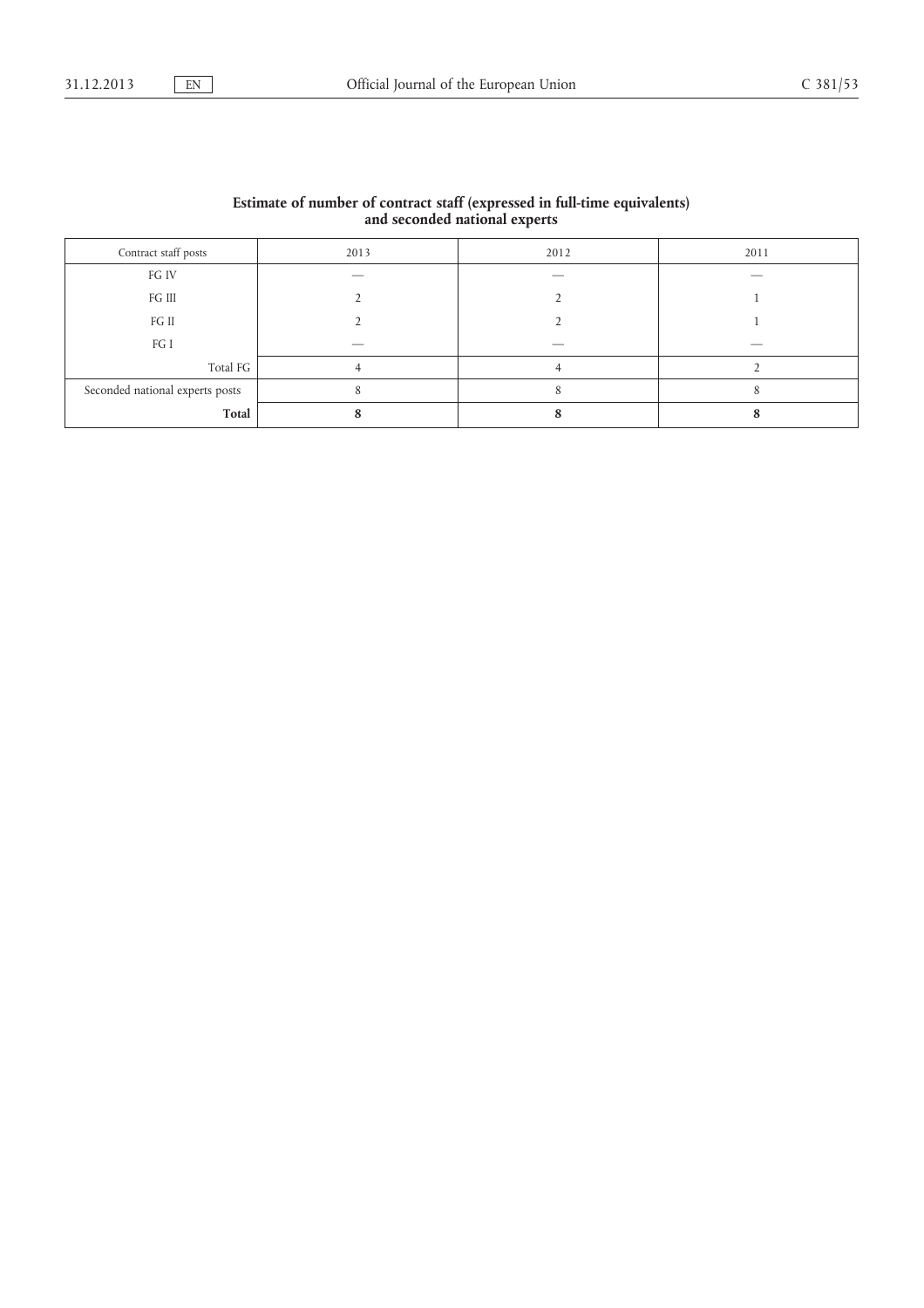**Estimate of number of contract staff (expressed in full-time equivalents) and seconded national experts**

| Contract staff posts | 2013 | 2012 | 2011 |
| --- | --- | --- | --- |
| FG IV | — | — | — |
| FG III | 2 | 2 | 1 |
| FG II | 2 | 2 | 1 |
| FG I | — | — | — |
| Total FG | 4 | 4 | 2 |
| Seconded national experts posts | 8 | 8 | 8 |
| **Total** | **8** | **8** | **8** |